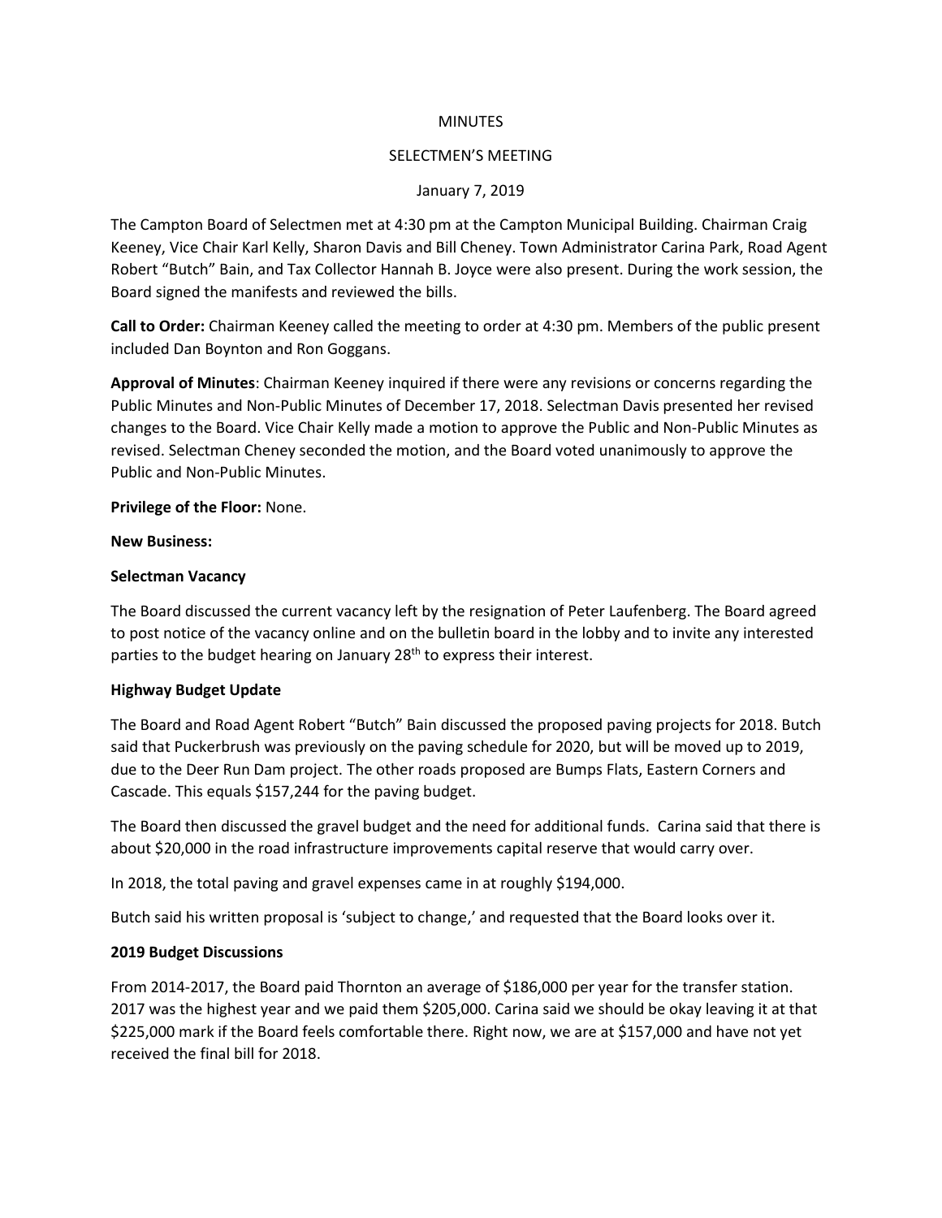MINUTES

SELECTMEN'S MEETING

January 7, 2019

The Campton Board of Selectmen met at 4:30 pm at the Campton Municipal Building. Chairman Craig Keeney, Vice Chair Karl Kelly, Sharon Davis and Bill Cheney. Town Administrator Carina Park, Road Agent Robert "Butch" Bain, and Tax Collector Hannah B. Joyce were also present. During the work session, the Board signed the manifests and reviewed the bills.

**Call to Order:** Chairman Keeney called the meeting to order at 4:30 pm. Members of the public present included Dan Boynton and Ron Goggans.

**Approval of Minutes**: Chairman Keeney inquired if there were any revisions or concerns regarding the Public Minutes and Non-Public Minutes of December 17, 2018. Selectman Davis presented her revised changes to the Board. Vice Chair Kelly made a motion to approve the Public and Non-Public Minutes as revised. Selectman Cheney seconded the motion, and the Board voted unanimously to approve the Public and Non-Public Minutes.

**Privilege of the Floor:** None.

**New Business:**

**Selectman Vacancy**

The Board discussed the current vacancy left by the resignation of Peter Laufenberg. The Board agreed to post notice of the vacancy online and on the bulletin board in the lobby and to invite any interested parties to the budget hearing on January 28th to express their interest.

**Highway Budget Update**

The Board and Road Agent Robert "Butch" Bain discussed the proposed paving projects for 2018. Butch said that Puckerbrush was previously on the paving schedule for 2020, but will be moved up to 2019, due to the Deer Run Dam project. The other roads proposed are Bumps Flats, Eastern Corners and Cascade. This equals $157,244 for the paving budget.

The Board then discussed the gravel budget and the need for additional funds. Carina said that there is about $20,000 in the road infrastructure improvements capital reserve that would carry over.

In 2018, the total paving and gravel expenses came in at roughly $194,000.

Butch said his written proposal is 'subject to change,' and requested that the Board looks over it.

**2019 Budget Discussions**

From 2014-2017, the Board paid Thornton an average of $186,000 per year for the transfer station. 2017 was the highest year and we paid them $205,000. Carina said we should be okay leaving it at that $225,000 mark if the Board feels comfortable there. Right now, we are at $157,000 and have not yet received the final bill for 2018.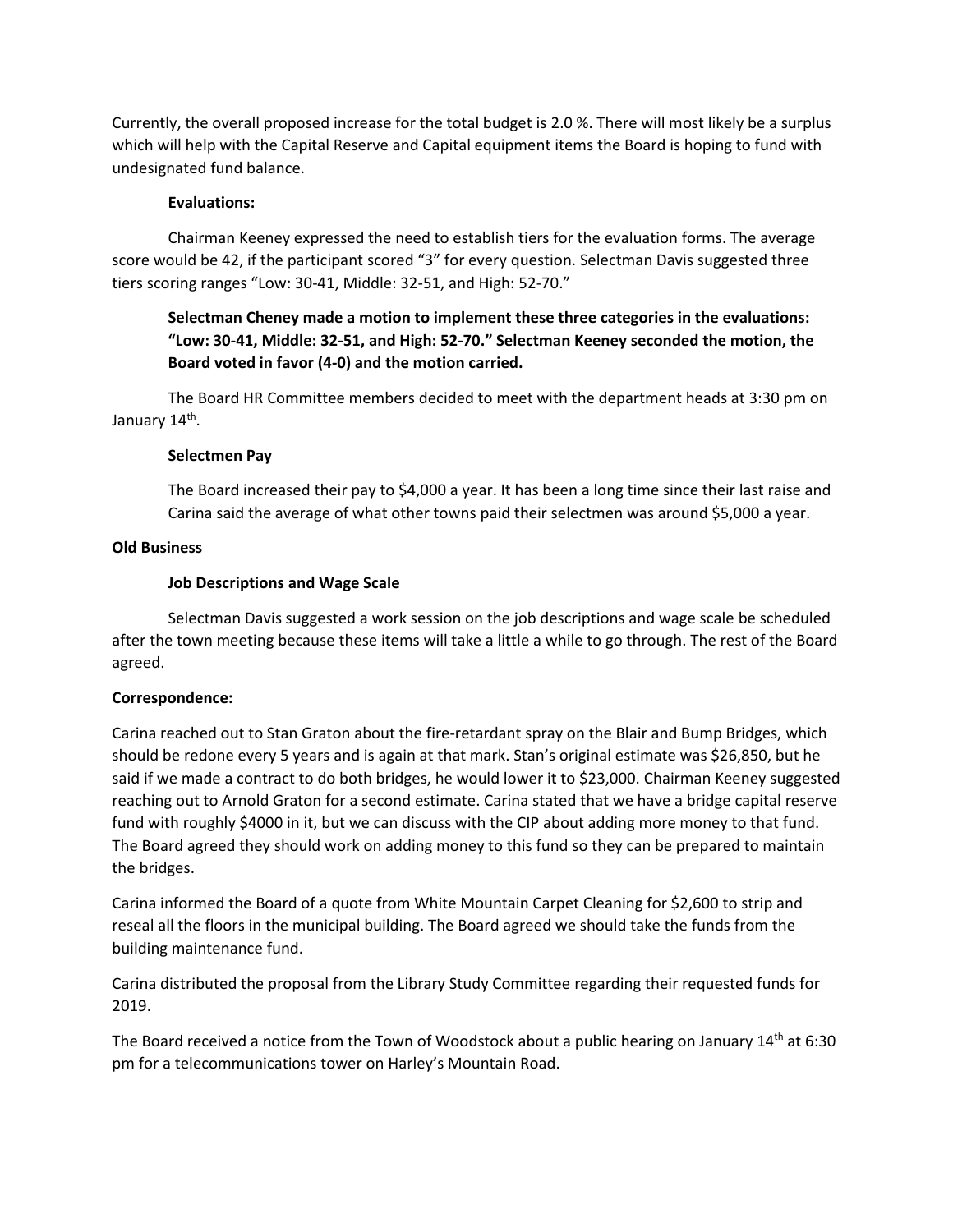Currently, the overall proposed increase for the total budget is 2.0 %. There will most likely be a surplus which will help with the Capital Reserve and Capital equipment items the Board is hoping to fund with undesignated fund balance.

**Evaluations:**

Chairman Keeney expressed the need to establish tiers for the evaluation forms. The average score would be 42, if the participant scored "3" for every question. Selectman Davis suggested three tiers scoring ranges "Low: 30-41, Middle: 32-51, and High: 52-70."

> **Selectman Cheney made a motion to implement these three categories in the evaluations: "Low: 30-41, Middle: 32-51, and High: 52-70." Selectman Keeney seconded the motion, the Board voted in favor (4-0) and the motion carried.**

The Board HR Committee members decided to meet with the department heads at 3:30 pm on January 14th.

**Selectmen Pay**

The Board increased their pay to $4,000 a year. It has been a long time since their last raise and Carina said the average of what other towns paid their selectmen was around $5,000 a year.

**Old Business**

**Job Descriptions and Wage Scale**

Selectman Davis suggested a work session on the job descriptions and wage scale be scheduled after the town meeting because these items will take a little a while to go through. The rest of the Board agreed.

**Correspondence:**

Carina reached out to Stan Graton about the fire-retardant spray on the Blair and Bump Bridges, which should be redone every 5 years and is again at that mark. Stan's original estimate was $26,850, but he said if we made a contract to do both bridges, he would lower it to $23,000. Chairman Keeney suggested reaching out to Arnold Graton for a second estimate. Carina stated that we have a bridge capital reserve fund with roughly $4000 in it, but we can discuss with the CIP about adding more money to that fund. The Board agreed they should work on adding money to this fund so they can be prepared to maintain the bridges.

Carina informed the Board of a quote from White Mountain Carpet Cleaning for $2,600 to strip and reseal all the floors in the municipal building. The Board agreed we should take the funds from the building maintenance fund.

Carina distributed the proposal from the Library Study Committee regarding their requested funds for 2019.

The Board received a notice from the Town of Woodstock about a public hearing on January 14th at 6:30 pm for a telecommunications tower on Harley's Mountain Road.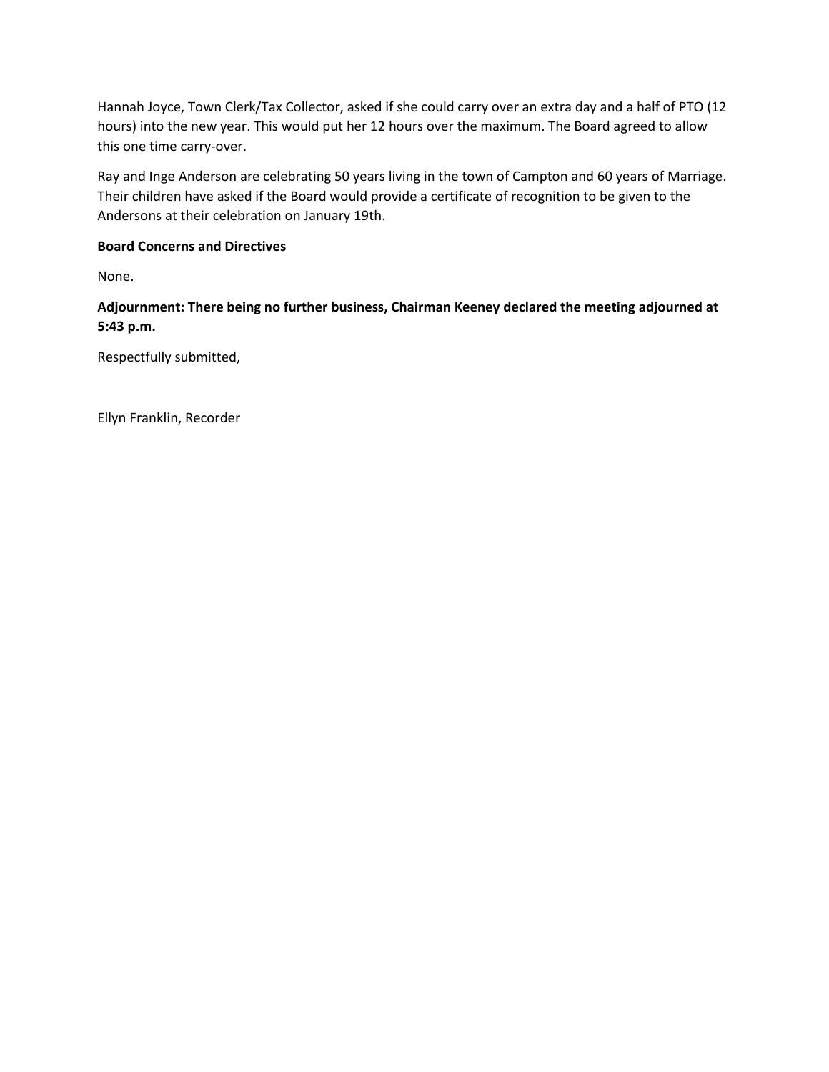Hannah Joyce, Town Clerk/Tax Collector, asked if she could carry over an extra day and a half of PTO (12 hours) into the new year. This would put her 12 hours over the maximum. The Board agreed to allow this one time carry-over.

Ray and Inge Anderson are celebrating 50 years living in the town of Campton and 60 years of Marriage. Their children have asked if the Board would provide a certificate of recognition to be given to the Andersons at their celebration on January 19th.

**Board Concerns and Directives**

None.

**Adjournment: There being no further business, Chairman Keeney declared the meeting adjourned at 5:43 p.m.**

Respectfully submitted,

Ellyn Franklin, Recorder